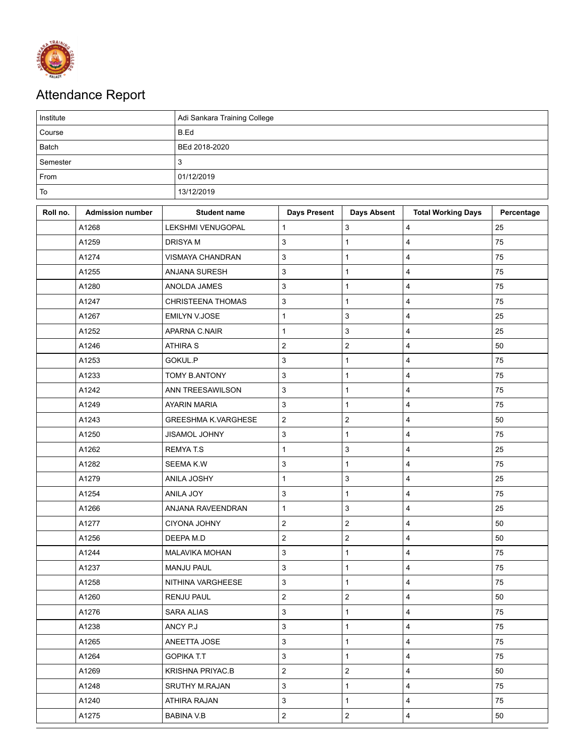# Attendance Report

| Institute | Adi Sankara Training College |
|---|---|
| Course | B.Ed |
| Batch | BEd 2018-2020 |
| Semester | 3 |
| From | 01/12/2019 |
| To | 13/12/2019 |

| Roll no. | Admission number | Student name | Days Present | Days Absent | Total Working Days | Percentage |
|---|---|---|---|---|---|---|
| | A1268 | LEKSHMI VENUGOPAL | 1 | 3 | 4 | 25 |
| | A1259 | DRISYA M | 3 | 1 | 4 | 75 |
| | A1274 | VISMAYA CHANDRAN | 3 | 1 | 4 | 75 |
| | A1255 | ANJANA SURESH | 3 | 1 | 4 | 75 |
| | A1280 | ANOLDA JAMES | 3 | 1 | 4 | 75 |
| | A1247 | CHRISTEENA THOMAS | 3 | 1 | 4 | 75 |
| | A1267 | EMILYN V.JOSE | 1 | 3 | 4 | 25 |
| | A1252 | APARNA C.NAIR | 1 | 3 | 4 | 25 |
| | A1246 | ATHIRA S | 2 | 2 | 4 | 50 |
| | A1253 | GOKUL.P | 3 | 1 | 4 | 75 |
| | A1233 | TOMY B.ANTONY | 3 | 1 | 4 | 75 |
| | A1242 | ANN TREESAWILSON | 3 | 1 | 4 | 75 |
| | A1249 | AYARIN MARIA | 3 | 1 | 4 | 75 |
| | A1243 | GREESHMA K.VARGHESE | 2 | 2 | 4 | 50 |
| | A1250 | JISAMOL JOHNY | 3 | 1 | 4 | 75 |
| | A1262 | REMYA T.S | 1 | 3 | 4 | 25 |
| | A1282 | SEEMA K.W | 3 | 1 | 4 | 75 |
| | A1279 | ANILA JOSHY | 1 | 3 | 4 | 25 |
| | A1254 | ANILA JOY | 3 | 1 | 4 | 75 |
| | A1266 | ANJANA RAVEENDRAN | 1 | 3 | 4 | 25 |
| | A1277 | CIYONA JOHNY | 2 | 2 | 4 | 50 |
| | A1256 | DEEPA M.D | 2 | 2 | 4 | 50 |
| | A1244 | MALAVIKA MOHAN | 3 | 1 | 4 | 75 |
| | A1237 | MANJU PAUL | 3 | 1 | 4 | 75 |
| | A1258 | NITHINA VARGHEESE | 3 | 1 | 4 | 75 |
| | A1260 | RENJU PAUL | 2 | 2 | 4 | 50 |
| | A1276 | SARA ALIAS | 3 | 1 | 4 | 75 |
| | A1238 | ANCY P.J | 3 | 1 | 4 | 75 |
| | A1265 | ANEETTA JOSE | 3 | 1 | 4 | 75 |
| | A1264 | GOPIKA T.T | 3 | 1 | 4 | 75 |
| | A1269 | KRISHNA PRIYAC.B | 2 | 2 | 4 | 50 |
| | A1248 | SRUTHY M.RAJAN | 3 | 1 | 4 | 75 |
| | A1240 | ATHIRA RAJAN | 3 | 1 | 4 | 75 |
| | A1275 | BABINA V.B | 2 | 2 | 4 | 50 |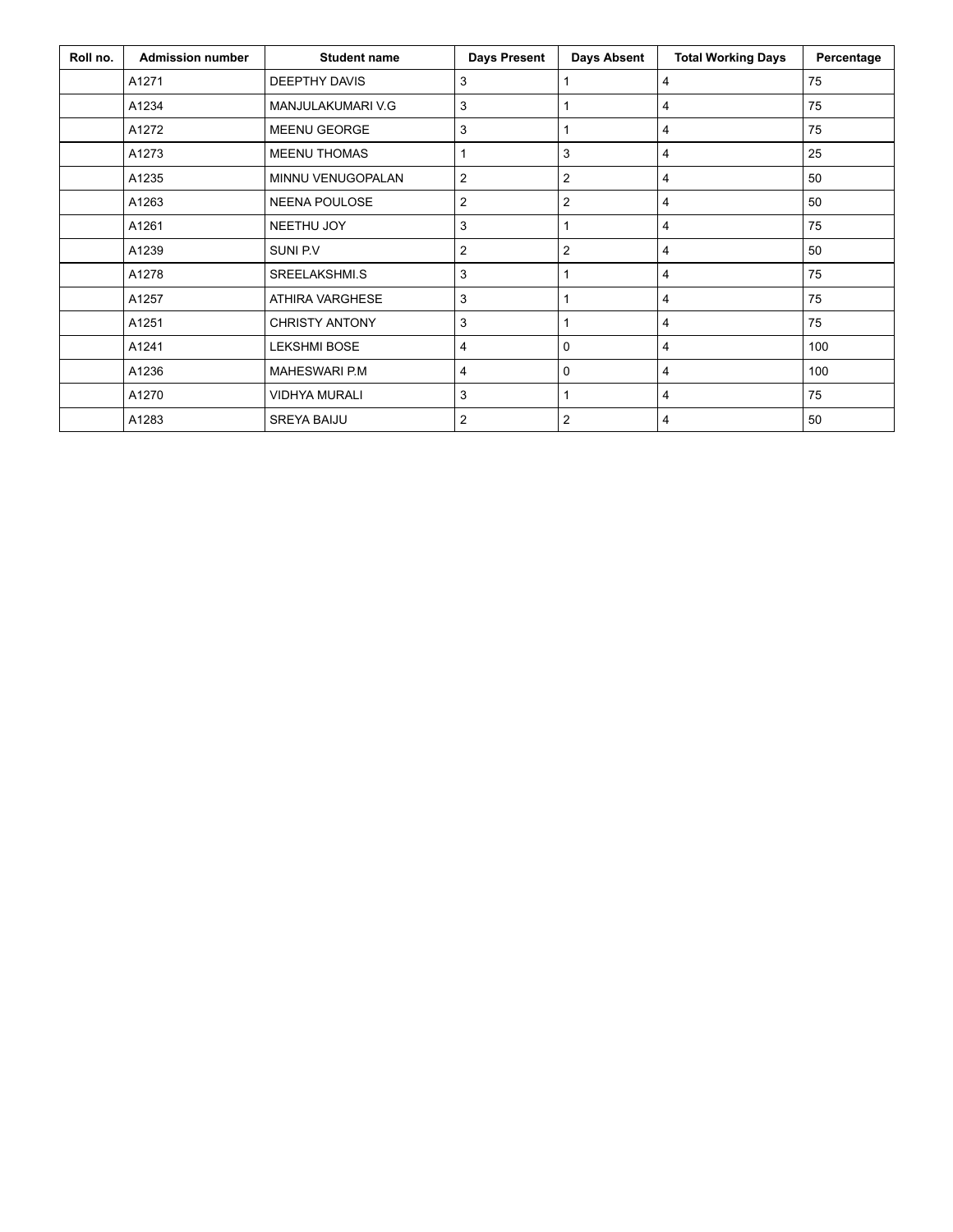| Roll no. | Admission number | Student name | Days Present | Days Absent | Total Working Days | Percentage |
|---|---|---|---|---|---|---|
| | A1271 | DEEPTHY DAVIS | 3 | 1 | 4 | 75 |
| | A1234 | MANJULAKUMARI V.G | 3 | 1 | 4 | 75 |
| | A1272 | MEENU GEORGE | 3 | 1 | 4 | 75 |
| | A1273 | MEENU THOMAS | 1 | 3 | 4 | 25 |
| | A1235 | MINNU VENUGOPALAN | 2 | 2 | 4 | 50 |
| | A1263 | NEENA POULOSE | 2 | 2 | 4 | 50 |
| | A1261 | NEETHU JOY | 3 | 1 | 4 | 75 |
| | A1239 | SUNI P.V | 2 | 2 | 4 | 50 |
| | A1278 | SREELAKSHMI.S | 3 | 1 | 4 | 75 |
| | A1257 | ATHIRA VARGHESE | 3 | 1 | 4 | 75 |
| | A1251 | CHRISTY ANTONY | 3 | 1 | 4 | 75 |
| | A1241 | LEKSHMI BOSE | 4 | 0 | 4 | 100 |
| | A1236 | MAHESWARI P.M | 4 | 0 | 4 | 100 |
| | A1270 | VIDHYA MURALI | 3 | 1 | 4 | 75 |
| | A1283 | SREYA BAIJU | 2 | 2 | 4 | 50 |